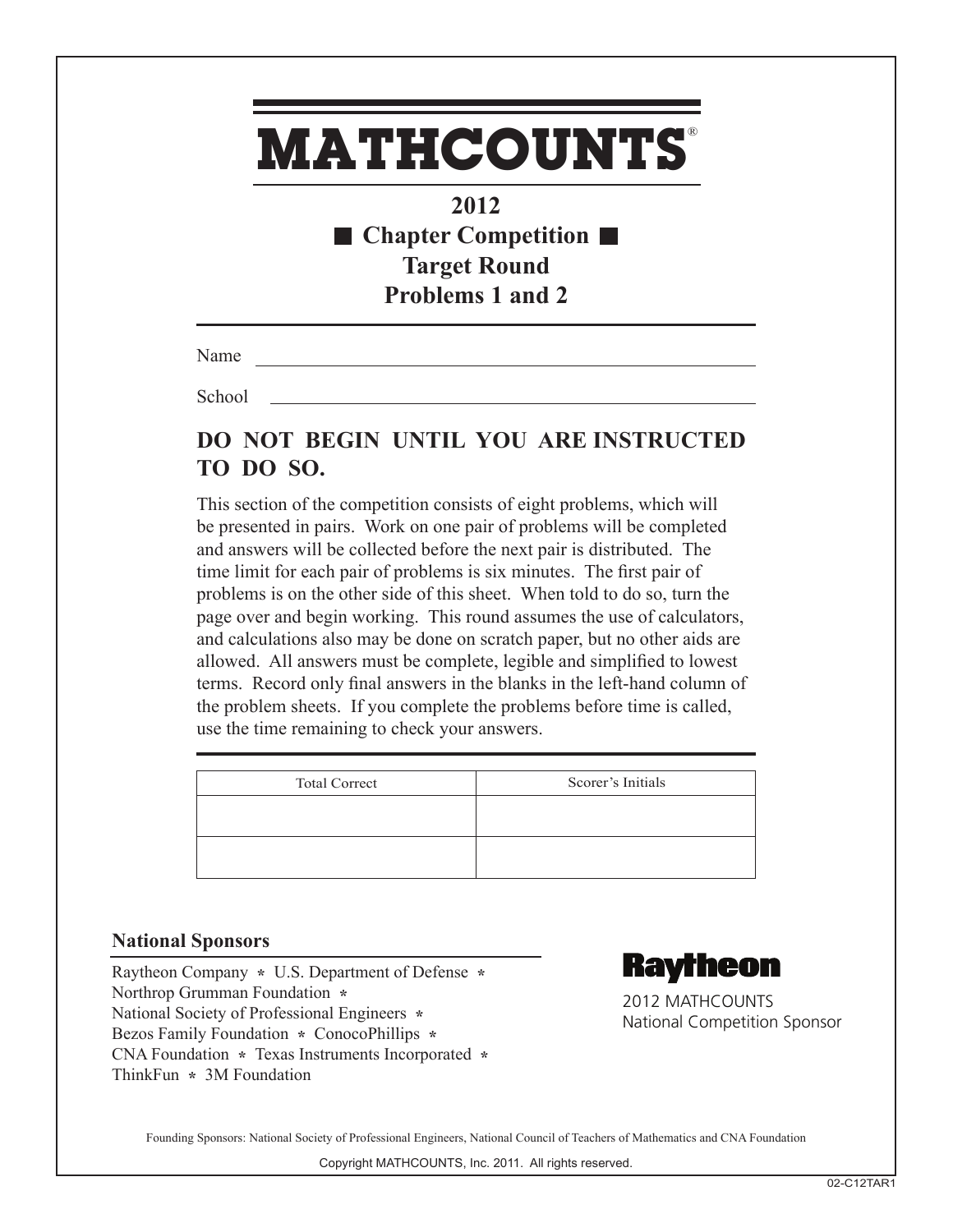# MATHCOUNTS®

## 2012
## ■ Chapter Competition ■
## Target Round
## Problems 1 and 2

Name ____________________________________________

School ____________________________________________

## DO NOT BEGIN UNTIL YOU ARE INSTRUCTED TO DO SO.

This section of the competition consists of eight problems, which will be presented in pairs. Work on one pair of problems will be completed and answers will be collected before the next pair is distributed. The time limit for each pair of problems is six minutes. The first pair of problems is on the other side of this sheet. When told to do so, turn the page over and begin working. This round assumes the use of calculators, and calculations also may be done on scratch paper, but no other aids are allowed. All answers must be complete, legible and simplified to lowest terms. Record only final answers in the blanks in the left-hand column of the problem sheets. If you complete the problems before time is called, use the time remaining to check your answers.

| Total Correct | Scorer's Initials |
| --- | --- |
| | |
| | |

### National Sponsors

Raytheon Company * U.S. Department of Defense *
Northrop Grumman Foundation *
National Society of Professional Engineers *
Bezos Family Foundation * ConocoPhillips *
CNA Foundation * Texas Instruments Incorporated *
ThinkFun * 3M Foundation

**Raytheon**

2012 MATHCOUNTS
National Competition Sponsor

Founding Sponsors: National Society of Professional Engineers, National Council of Teachers of Mathematics and CNA Foundation

Copyright MATHCOUNTS, Inc. 2011. All rights reserved.

02-C12TAR1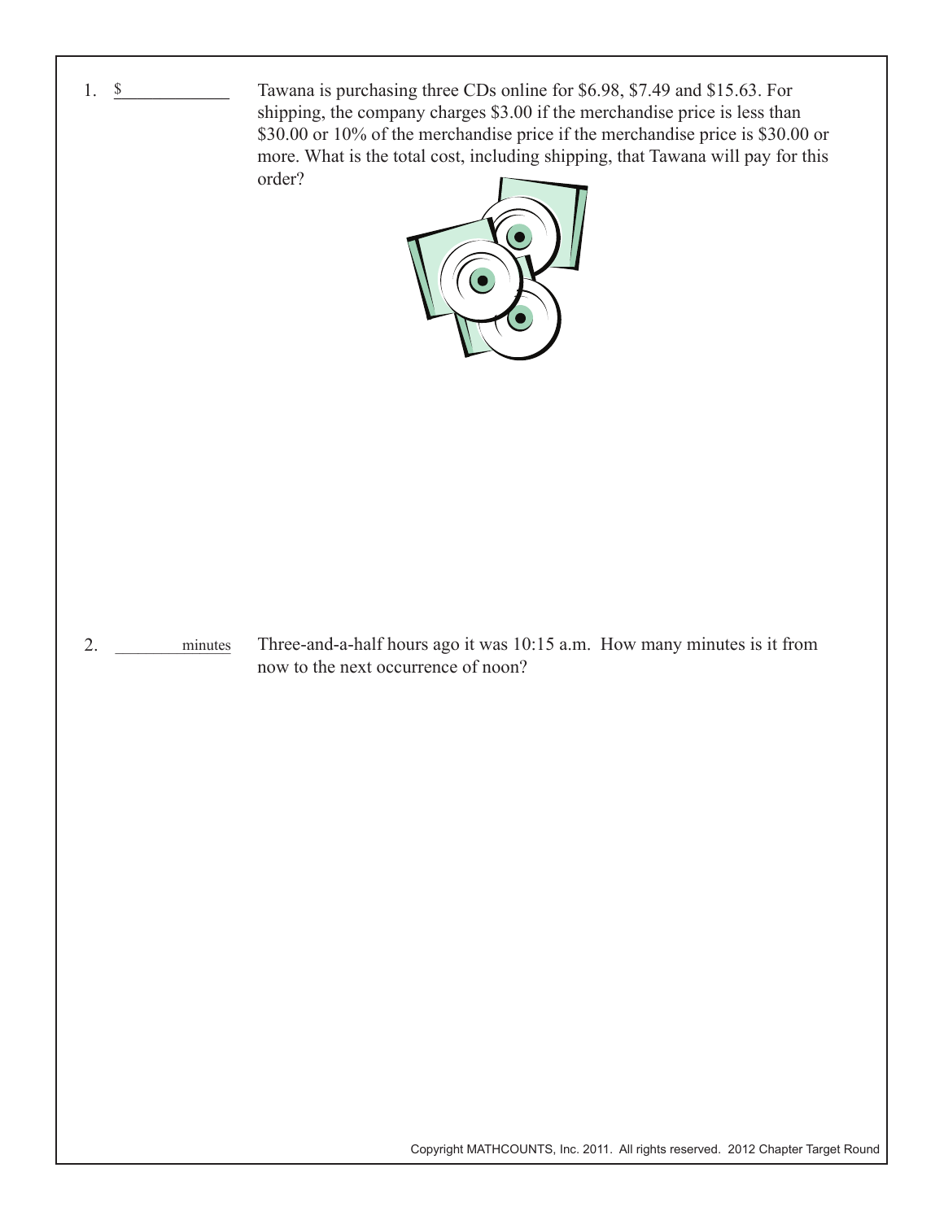1. $ ____________

Tawana is purchasing three CDs online for $6.98, $7.49 and $15.63. For shipping, the company charges $3.00 if the merchandise price is less than $30.00 or 10% of the merchandise price if the merchandise price is $30.00 or more. What is the total cost, including shipping, that Tawana will pay for this order?

2. ____________ minutes

Three-and-a-half hours ago it was 10:15 a.m. How many minutes is it from now to the next occurrence of noon?

Copyright MATHCOUNTS, Inc. 2011. All rights reserved. 2012 Chapter Target Round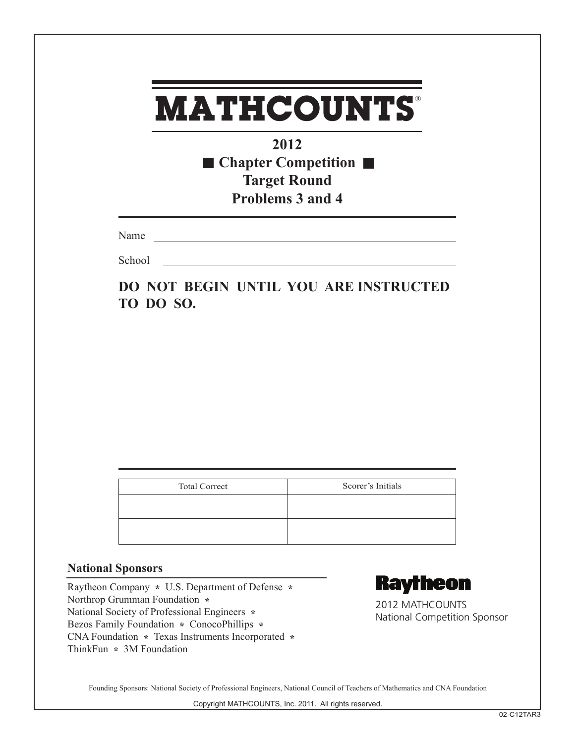# MATHCOUNTS®

**2012**
**■ Chapter Competition ■**
**Target Round**
**Problems 3 and 4**

Name ______________________________

School ______________________________

**DO NOT BEGIN UNTIL YOU ARE INSTRUCTED TO DO SO.**

| Total Correct | Scorer's Initials |
| --- | --- |
| | |
| | |

## National Sponsors

Raytheon Company * U.S. Department of Defense *
Northrop Grumman Foundation *
National Society of Professional Engineers *
Bezos Family Foundation * ConocoPhillips *
CNA Foundation * Texas Instruments Incorporated *
ThinkFun * 3M Foundation

**Raytheon**
2012 MATHCOUNTS
National Competition Sponsor

Founding Sponsors: National Society of Professional Engineers, National Council of Teachers of Mathematics and CNA Foundation

Copyright MATHCOUNTS, Inc. 2011. All rights reserved.

02-C12TAR3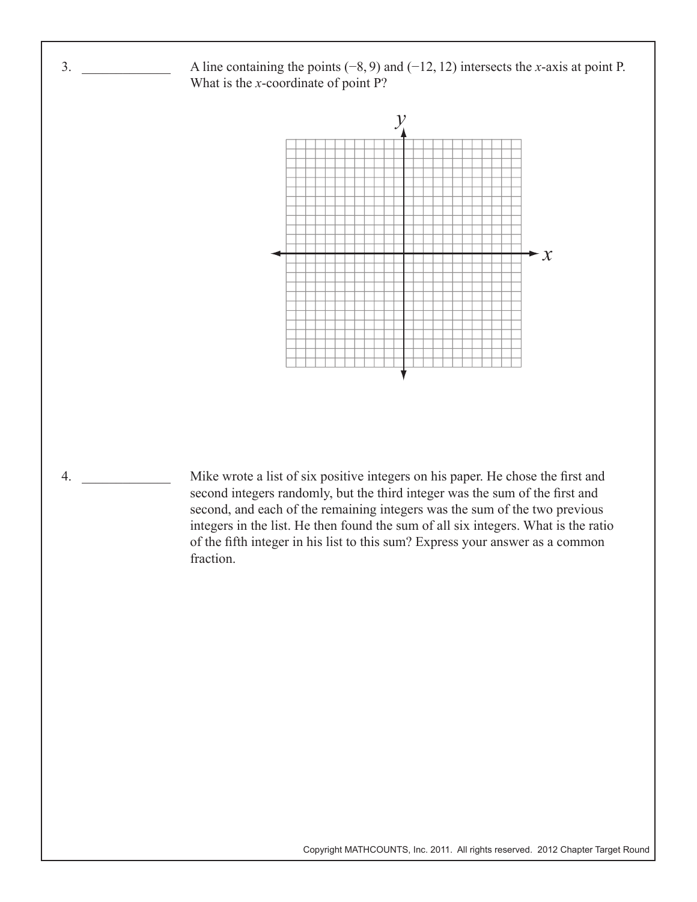3. _____________ A line containing the points $(-8, 9)$ and $(-12, 12)$ intersects the $x$-axis at point P. What is the $x$-coordinate of point P?

4. _____________ Mike wrote a list of six positive integers on his paper. He chose the first and second integers randomly, but the third integer was the sum of the first and second, and each of the remaining integers was the sum of the two previous integers in the list. He then found the sum of all six integers. What is the ratio of the fifth integer in his list to this sum? Express your answer as a common fraction.

Copyright MATHCOUNTS, Inc. 2011. All rights reserved. 2012 Chapter Target Round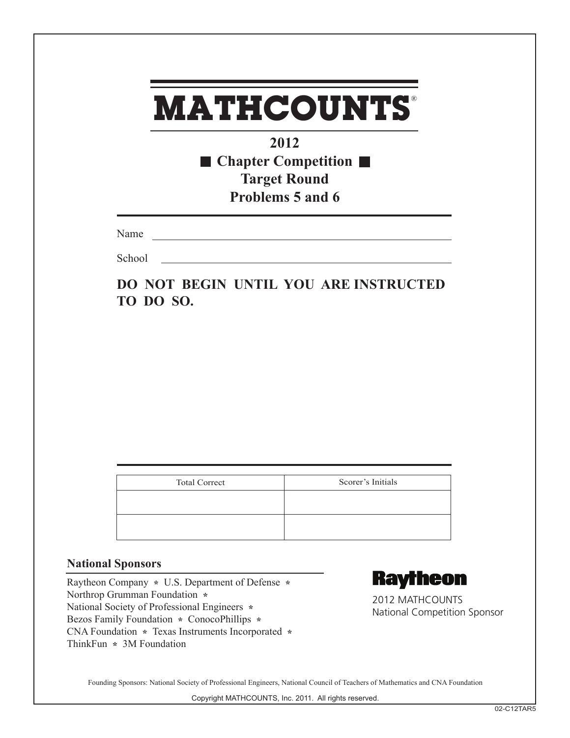# MATHCOUNTS®

## 2012

## ■ Chapter Competition ■

## Target Round

## Problems 5 and 6

Name ______________________________

School ______________________________

**DO NOT BEGIN UNTIL YOU ARE INSTRUCTED TO DO SO.**

| Total Correct | Scorer's Initials |
| --- | --- |
| | |
| | |

**National Sponsors**

Raytheon Company * U.S. Department of Defense *
Northrop Grumman Foundation *
National Society of Professional Engineers *
Bezos Family Foundation * ConocoPhillips *
CNA Foundation * Texas Instruments Incorporated *
ThinkFun * 3M Foundation

**Raytheon**

2012 MATHCOUNTS
National Competition Sponsor

Founding Sponsors: National Society of Professional Engineers, National Council of Teachers of Mathematics and CNA Foundation

Copyright MATHCOUNTS, Inc. 2011. All rights reserved.

02-C12TAR5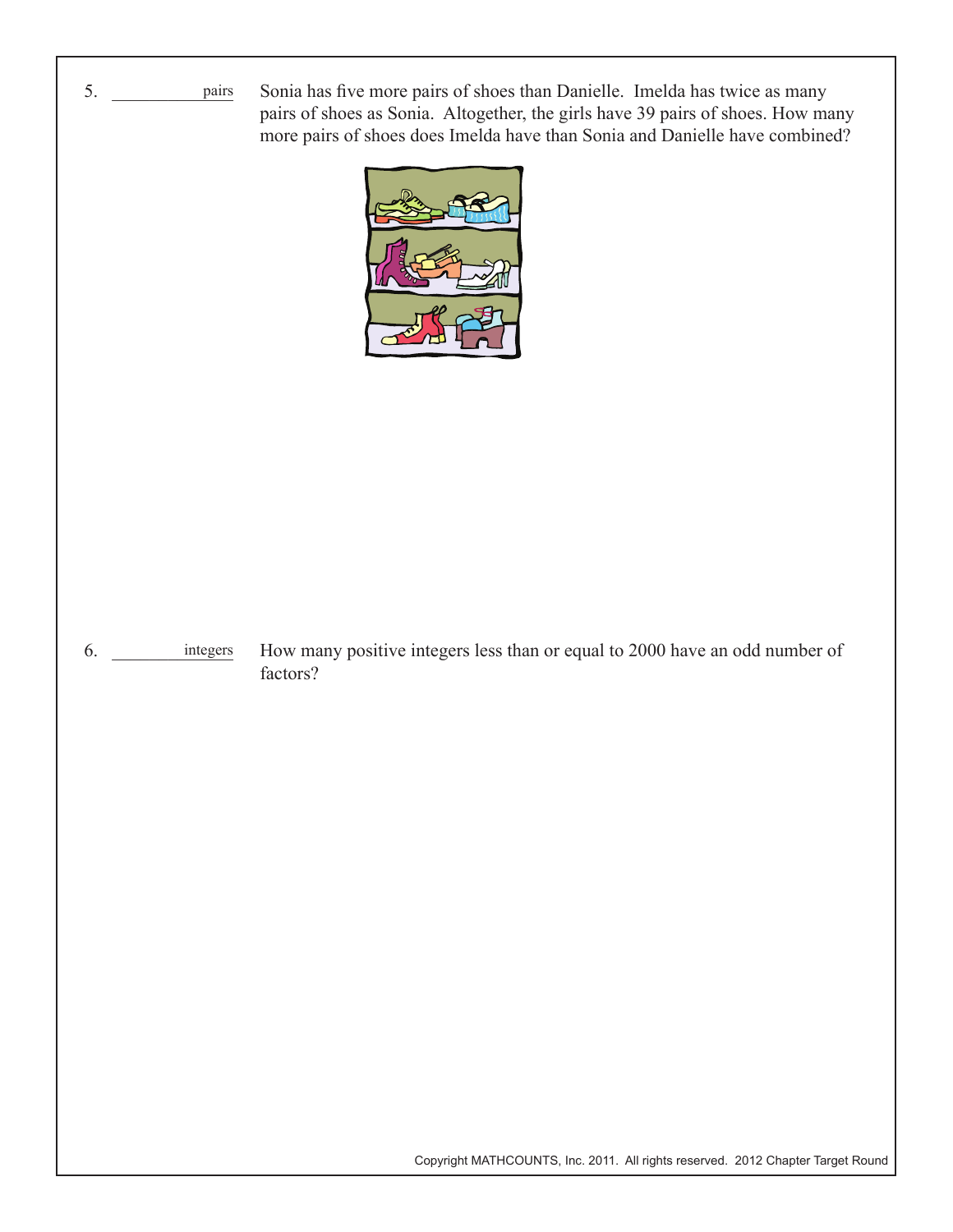5. __________ pairs

Sonia has five more pairs of shoes than Danielle. Imelda has twice as many pairs of shoes as Sonia. Altogether, the girls have 39 pairs of shoes. How many more pairs of shoes does Imelda have than Sonia and Danielle have combined?

6. __________ integers

How many positive integers less than or equal to 2000 have an odd number of factors?

Copyright MATHCOUNTS, Inc. 2011. All rights reserved. 2012 Chapter Target Round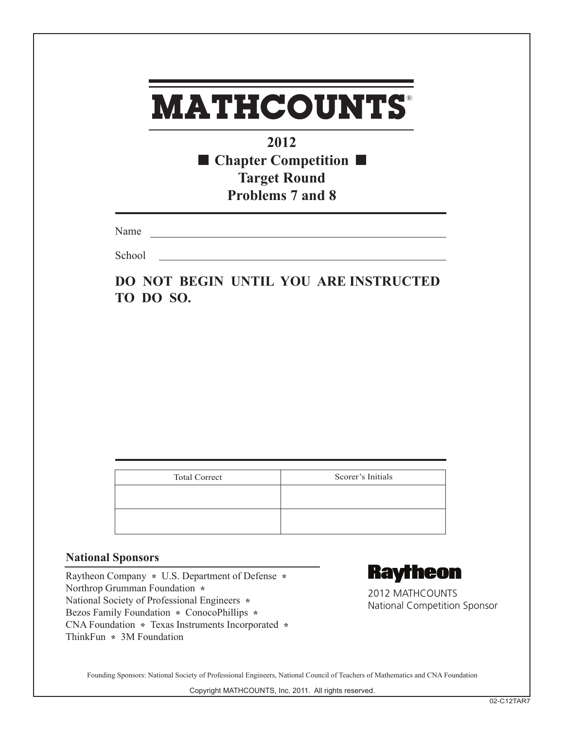# MATHCOUNTS®

## 2012
## ■ Chapter Competition ■
## Target Round
## Problems 7 and 8

Name ______________________________________________

School ______________________________________________

**DO NOT BEGIN UNTIL YOU ARE INSTRUCTED TO DO SO.**

| Total Correct | Scorer's Initials |
|---|---|
| | |
| | |

### National Sponsors

Raytheon Company * U.S. Department of Defense *
Northrop Grumman Foundation *
National Society of Professional Engineers *
Bezos Family Foundation * ConocoPhillips *
CNA Foundation * Texas Instruments Incorporated *
ThinkFun * 3M Foundation

**Raytheon**

2012 MATHCOUNTS
National Competition Sponsor

Founding Sponsors: National Society of Professional Engineers, National Council of Teachers of Mathematics and CNA Foundation

Copyright MATHCOUNTS, Inc. 2011. All rights reserved.

02-C12TAR7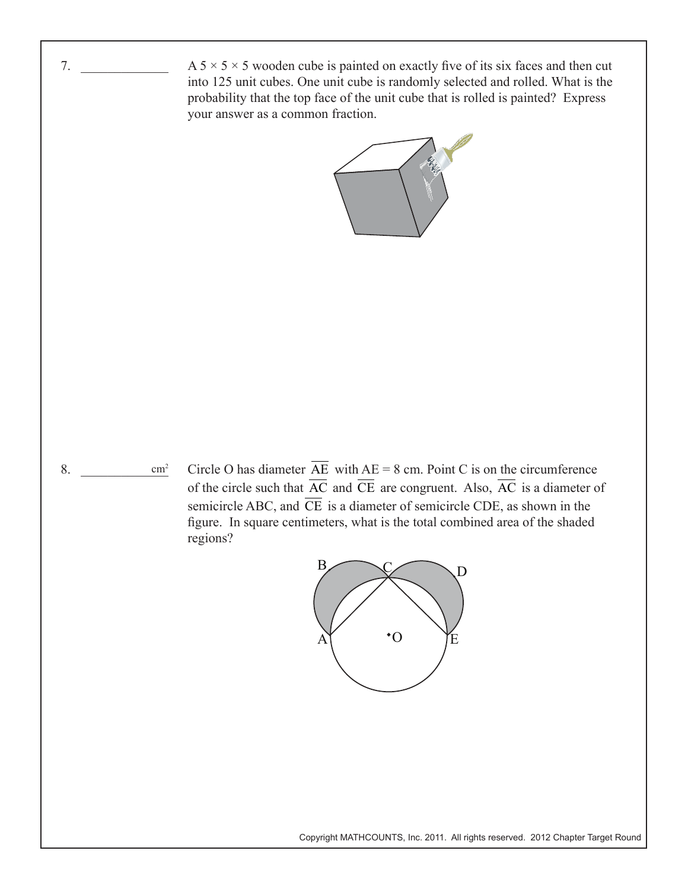7. _____________ A $5 \times 5 \times 5$ wooden cube is painted on exactly five of its six faces and then cut into 125 unit cubes. One unit cube is randomly selected and rolled. What is the probability that the top face of the unit cube that is rolled is painted? Express your answer as a common fraction.

8. _____________ $cm^2$ Circle O has diameter $\overline{AE}$ with AE = 8 cm. Point C is on the circumference of the circle such that $\overline{AC}$ and $\overline{CE}$ are congruent. Also, $\overline{AC}$ is a diameter of semicircle ABC, and $\overline{CE}$ is a diameter of semicircle CDE, as shown in the figure. In square centimeters, what is the total combined area of the shaded regions?

B
C
D
A
O
E